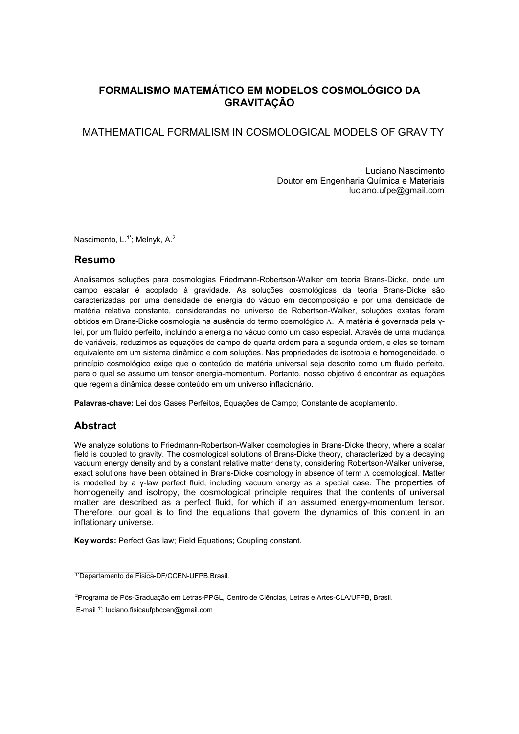# FORMALISMO MATEMÁTICO EM MODELOS COSMOLÓGICO DA GRAVITAÇÃO

## MATHEMATICAL FORMALISM IN COSMOLOGICAL MODELS OF GRAVITY

Luciano Nascimento
Doutor em Engenharia Química e Materiais
luciano.ufpe@gmail.com

Nascimento, L.[1*]; Melnyk, A.[2]

## Resumo

Analisamos soluções para cosmologias Friedmann-Robertson-Walker em teoria Brans-Dicke, onde um campo escalar é acoplado à gravidade. As soluções cosmológicas da teoria Brans-Dicke são caracterizadas por uma densidade de energia do vácuo em decomposição e por uma densidade de matéria relativa constante, considerandas no universo de Robertson-Walker, soluções exatas foram obtidos em Brans-Dicke cosmologia na ausência do termo cosmológico $\Lambda$. A matéria é governada pela γ-lei, por um fluido perfeito, incluindo a energia no vácuo como um caso especial. Através de uma mudança de variáveis, reduzimos as equações de campo de quarta ordem para a segunda ordem, e eles se tornam equivalente em um sistema dinâmico e com soluções. Nas propriedades de isotropia e homogeneidade, o princípio cosmológico exige que o conteúdo de matéria universal seja descrito como um fluido perfeito, para o qual se assume um tensor energia-momentum. Portanto, nosso objetivo é encontrar as equações que regem a dinâmica desse conteúdo em um universo inflacionário.

**Palavras-chave:** Lei dos Gases Perfeitos, Equações de Campo; Constante de acoplamento.

## Abstract

We analyze solutions to Friedmann-Robertson-Walker cosmologies in Brans-Dicke theory, where a scalar field is coupled to gravity. The cosmological solutions of Brans-Dicke theory, characterized by a decaying vacuum energy density and by a constant relative matter density, considering Robertson-Walker universe, exact solutions have been obtained in Brans-Dicke cosmology in absence of term $\Lambda$ cosmological. Matter is modelled by a γ-law perfect fluid, including vacuum energy as a special case. The properties of homogeneity and isotropy, the cosmological principle requires that the contents of universal matter are described as a perfect fluid, for which if an assumed energy-momentum tensor. Therefore, our goal is to find the equations that govern the dynamics of this content in an inflationary universe.

**Key words:** Perfect Gas law; Field Equations; Coupling constant.

---

[1*]Departamento de Física-DF/CCEN-UFPB,Brasil.

[2]Programa de Pós-Graduação em Letras-PPGL, Centro de Ciências, Letras e Artes-CLA/UFPB, Brasil.

E-mail [1*]: luciano.fisicaufpbccen@gmail.com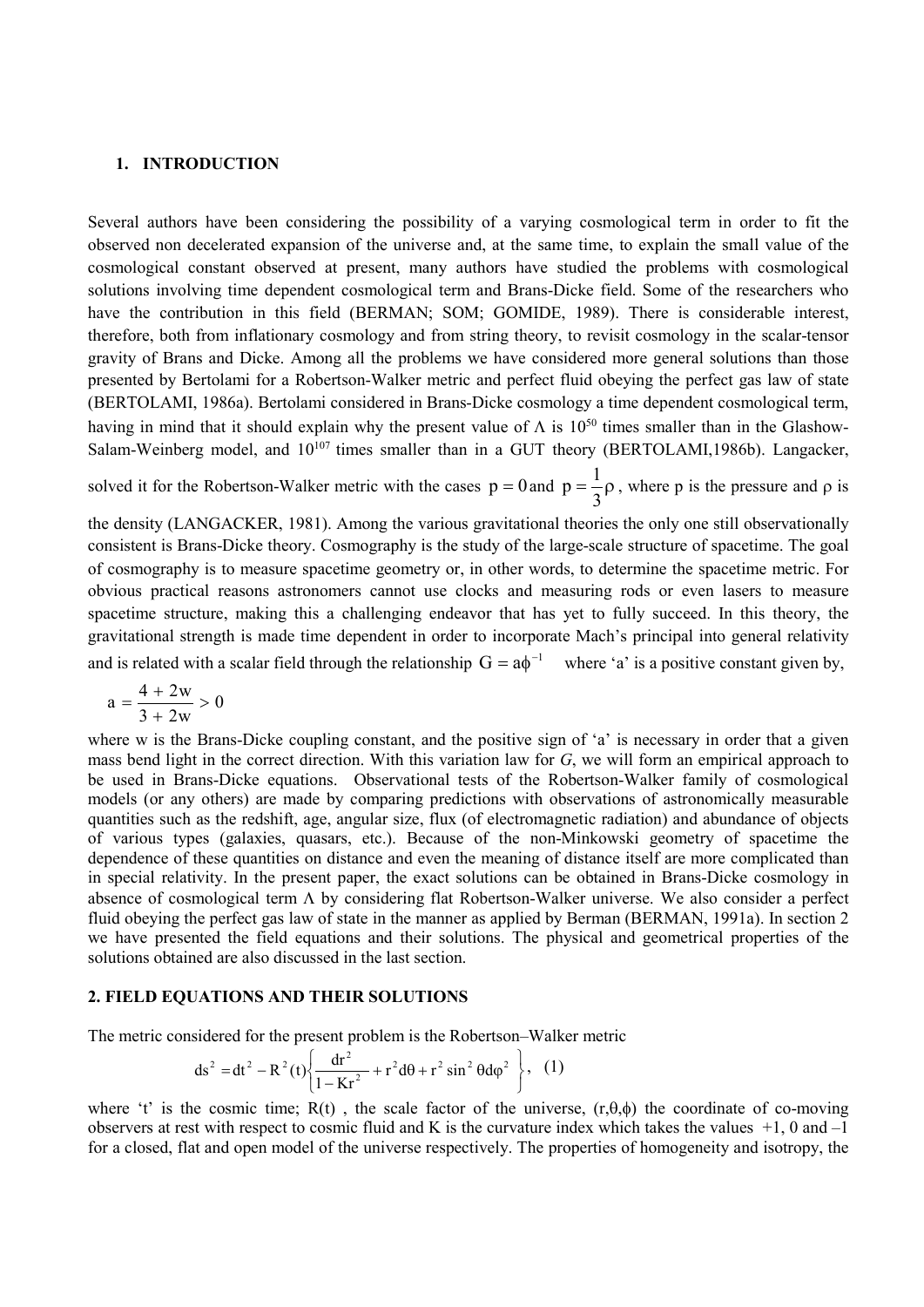## 1. INTRODUCTION

Several authors have been considering the possibility of a varying cosmological term in order to fit the observed non decelerated expansion of the universe and, at the same time, to explain the small value of the cosmological constant observed at present, many authors have studied the problems with cosmological solutions involving time dependent cosmological term and Brans-Dicke field. Some of the researchers who have the contribution in this field (BERMAN; SOM; GOMIDE, 1989). There is considerable interest, therefore, both from inflationary cosmology and from string theory, to revisit cosmology in the scalar-tensor gravity of Brans and Dicke. Among all the problems we have considered more general solutions than those presented by Bertolami for a Robertson-Walker metric and perfect fluid obeying the perfect gas law of state (BERTOLAMI, 1986a). Bertolami considered in Brans-Dicke cosmology a time dependent cosmological term, having in mind that it should explain why the present value of $\Lambda$ is $10^{50}$ times smaller than in the Glashow-Salam-Weinberg model, and $10^{107}$ times smaller than in a GUT theory (BERTOLAMI,1986b). Langacker, solved it for the Robertson-Walker metric with the cases $p = 0$ and $p = \frac{1}{3}\rho$, where p is the pressure and $\rho$ is the density (LANGACKER, 1981). Among the various gravitational theories the only one still observationally consistent is Brans-Dicke theory. Cosmography is the study of the large-scale structure of spacetime. The goal of cosmography is to measure spacetime geometry or, in other words, to determine the spacetime metric. For obvious practical reasons astronomers cannot use clocks and measuring rods or even lasers to measure spacetime structure, making this a challenging endeavor that has yet to fully succeed. In this theory, the gravitational strength is made time dependent in order to incorporate Mach's principal into general relativity and is related with a scalar field through the relationship $G = a\phi^{-1}$ where 'a' is a positive constant given by,

$$a = \frac{4 + 2w}{3 + 2w} > 0$$

where w is the Brans-Dicke coupling constant, and the positive sign of 'a' is necessary in order that a given mass bend light in the correct direction. With this variation law for *G*, we will form an empirical approach to be used in Brans-Dicke equations. Observational tests of the Robertson-Walker family of cosmological models (or any others) are made by comparing predictions with observations of astronomically measurable quantities such as the redshift, age, angular size, flux (of electromagnetic radiation) and abundance of objects of various types (galaxies, quasars, etc.). Because of the non-Minkowski geometry of spacetime the dependence of these quantities on distance and even the meaning of distance itself are more complicated than in special relativity. In the present paper, the exact solutions can be obtained in Brans-Dicke cosmology in absence of cosmological term $\Lambda$ by considering flat Robertson-Walker universe. We also consider a perfect fluid obeying the perfect gas law of state in the manner as applied by Berman (BERMAN, 1991a). In section 2 we have presented the field equations and their solutions. The physical and geometrical properties of the solutions obtained are also discussed in the last section.

## 2. FIELD EQUATIONS AND THEIR SOLUTIONS

The metric considered for the present problem is the Robertson–Walker metric

$$ds^2 = dt^2 - R^2(t)\left\{\frac{dr^2}{1 - Kr^2} + r^2 d\theta + r^2 \sin^2\theta d\varphi^2\right\}, \quad (1)$$

where 't' is the cosmic time; R(t) , the scale factor of the universe, $(r,\theta,\phi)$ the coordinate of co-moving observers at rest with respect to cosmic fluid and K is the curvature index which takes the values +1, 0 and –1 for a closed, flat and open model of the universe respectively. The properties of homogeneity and isotropy, the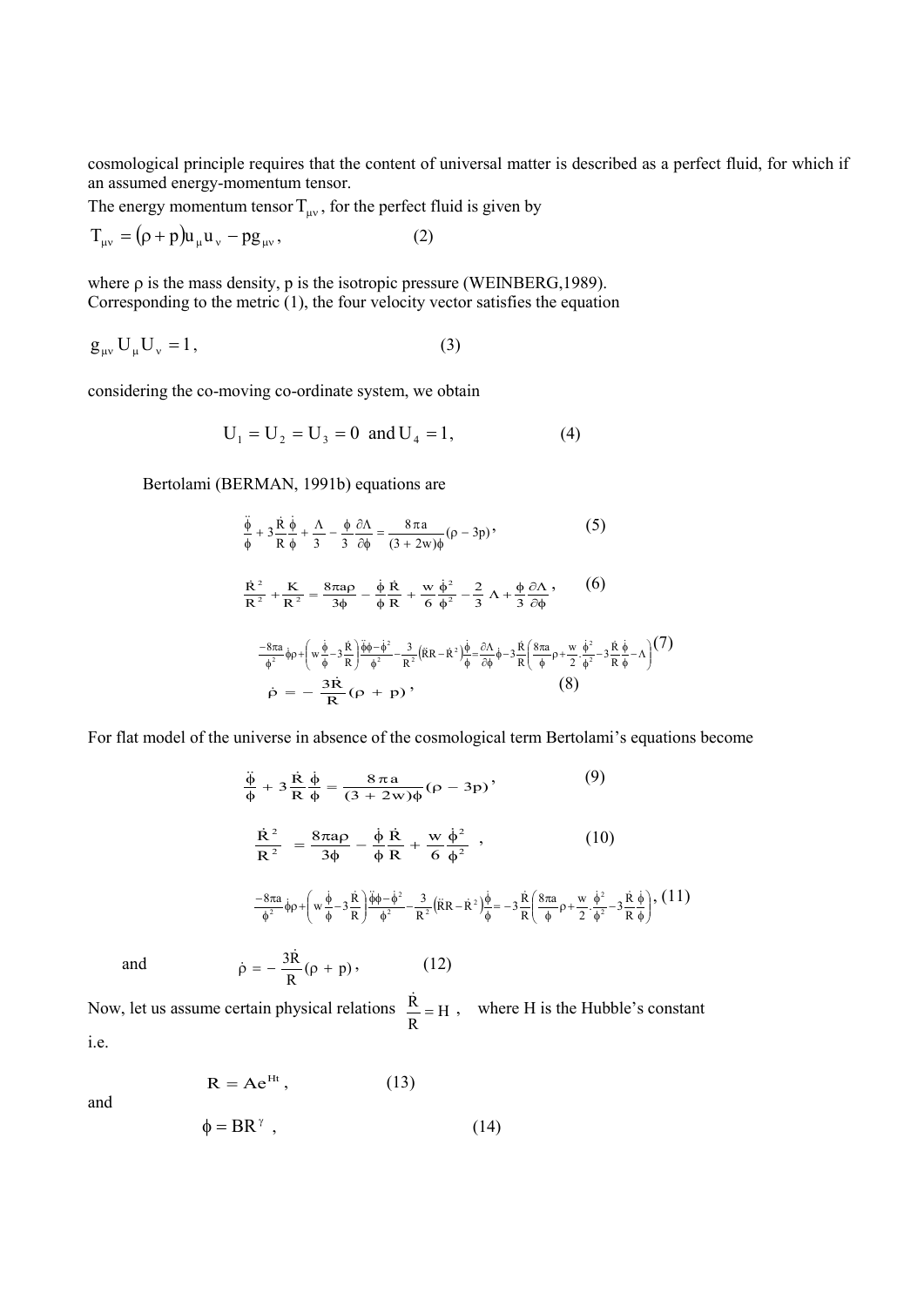cosmological principle requires that the content of universal matter is described as a perfect fluid, for which if an assumed energy-momentum tensor.

The energy momentum tensor $T_{\mu\nu}$, for the perfect fluid is given by

$$T_{\mu\nu} = (\rho + p)u_{\mu}u_{\nu} - pg_{\mu\nu}, \qquad (2)$$

where $\rho$ is the mass density, p is the isotropic pressure (WEINBERG,1989).
Corresponding to the metric (1), the four velocity vector satisfies the equation

$$g_{\mu\nu} U_{\mu} U_{\nu} = 1, \qquad (3)$$

considering the co-moving co-ordinate system, we obtain

$$U_1 = U_2 = U_3 = 0 \text{ and } U_4 = 1, \qquad (4)$$

Bertolami (BERMAN, 1991b) equations are

$$\frac{\ddot{\phi}}{\phi} + 3\frac{\dot{R}}{R}\frac{\dot{\phi}}{\phi} + \frac{\Lambda}{3} - \frac{\phi}{3}\frac{\partial \Lambda}{\partial \phi} = \frac{8\pi a}{(3+2w)\phi}(\rho - 3p), \qquad (5)$$

$$\frac{\dot{R}^2}{R^2} + \frac{K}{R^2} = \frac{8\pi a \rho}{3\phi} - \frac{\dot{\phi}}{\phi}\frac{\dot{R}}{R} + \frac{w}{6}\frac{\dot{\phi}^2}{\phi^2} - \frac{2}{3}\Lambda + \frac{\phi}{3}\frac{\partial \Lambda}{\partial \phi}, \qquad (6)$$

$$\frac{-8\pi a}{\phi^2}\dot{\phi}\rho + \left(w\frac{\dot{\phi}}{\phi} - 3\frac{\dot{R}}{R}\right)\frac{\ddot{\phi}\phi - \dot{\phi}^2}{\phi^2} - \frac{3}{R^2}\left(\ddot{R}R - \dot{R}^2\right)\frac{\dot{\phi}}{\phi} = \frac{\partial \Lambda}{\partial \phi}\dot{\phi} - 3\frac{\dot{R}}{R}\left(\frac{8\pi a}{\phi}\rho + \frac{w}{2}\cdot\frac{\dot{\phi}^2}{\phi^2} - 3\frac{\dot{R}}{R}\frac{\dot{\phi}}{\phi} - \Lambda\right) \qquad (7)$$

$$\dot{\rho} = -\frac{3\dot{R}}{R}(\rho + p), \qquad (8)$$

For flat model of the universe in absence of the cosmological term Bertolami's equations become

$$\frac{\ddot{\phi}}{\phi} + 3\frac{\dot{R}}{R}\frac{\dot{\phi}}{\phi} = \frac{8\pi a}{(3+2w)\phi}(\rho - 3p), \qquad (9)$$

$$\frac{\dot{R}^2}{R^2} = \frac{8\pi a \rho}{3\phi} - \frac{\dot{\phi}}{\phi}\frac{\dot{R}}{R} + \frac{w}{6}\frac{\dot{\phi}^2}{\phi^2}, \qquad (10)$$

$$\frac{-8\pi a}{\phi^2}\dot{\phi}\rho + \left(w\frac{\dot{\phi}}{\phi} - 3\frac{\dot{R}}{R}\right)\frac{\ddot{\phi}\phi - \dot{\phi}^2}{\phi^2} - \frac{3}{R^2}\left(\ddot{R}R - \dot{R}^2\right)\frac{\dot{\phi}}{\phi} = -3\frac{\dot{R}}{R}\left(\frac{8\pi a}{\phi}\rho + \frac{w}{2}\cdot\frac{\dot{\phi}^2}{\phi^2} - 3\frac{\dot{R}}{R}\frac{\dot{\phi}}{\phi}\right), \qquad (11)$$

and

$$\dot{\rho} = -\frac{3\dot{R}}{R}(\rho + p), \qquad (12)$$

Now, let us assume certain physical relations $\frac{\dot{R}}{R} = H$, where H is the Hubble's constant i.e.

$$R = Ae^{Ht}, \qquad (13)$$

and

$$\phi = BR^{\gamma}, \qquad (14)$$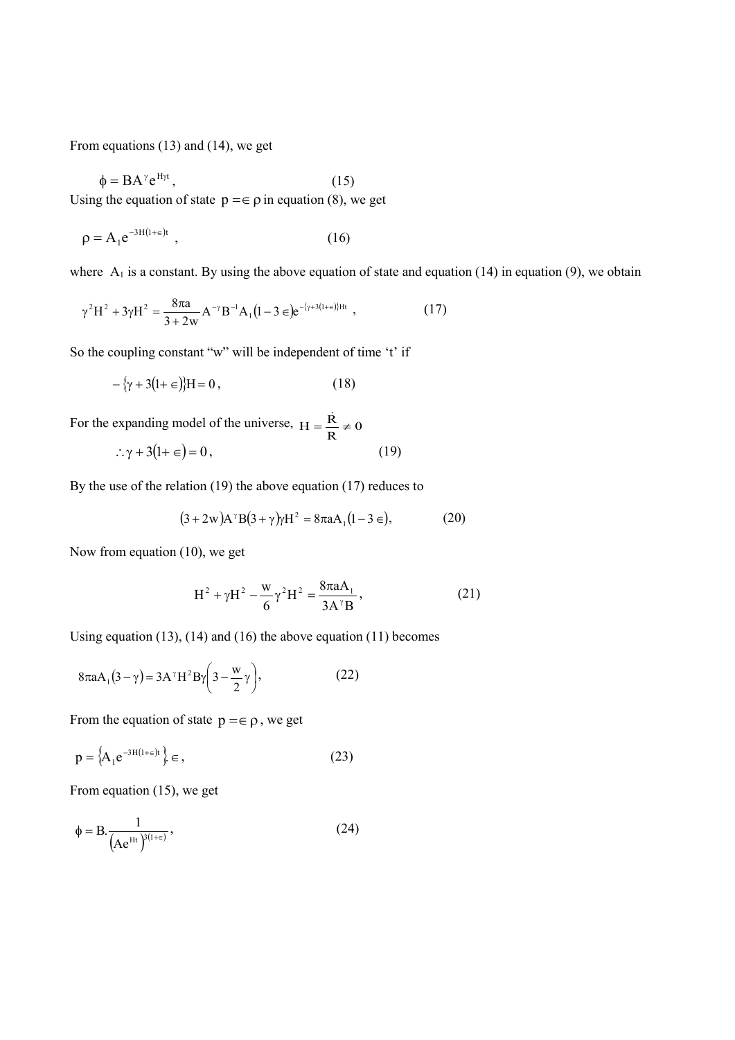From equations (13) and (14), we get

$$\phi = BA^{\gamma}e^{H\gamma t}, \tag{15}$$

Using the equation of state $p = \in \rho$ in equation (8), we get

$$\rho = A_1 e^{-3H(1+\in)t}, \tag{16}$$

where $A_1$ is a constant. By using the above equation of state and equation (14) in equation (9), we obtain

$$\gamma^2 H^2 + 3\gamma H^2 = \frac{8\pi a}{3+2w} A^{-\gamma} B^{-1} A_1 (1 - 3\in) e^{-\{\gamma + 3(1+\in)\}Ht}, \tag{17}$$

So the coupling constant "w" will be independent of time 't' if

$$-\{\gamma + 3(1+\in)\}H = 0, \tag{18}$$

For the expanding model of the universe, $H = \frac{\dot{R}}{R} \neq 0$

$$\therefore \gamma + 3(1+\in) = 0, \tag{19}$$

By the use of the relation (19) the above equation (17) reduces to

$$(3+2w)A^{\gamma}B(3+\gamma)\gamma H^2 = 8\pi a A_1 (1 - 3\in), \tag{20}$$

Now from equation (10), we get

$$H^2 + \gamma H^2 - \frac{w}{6}\gamma^2 H^2 = \frac{8\pi a A_1}{3A^{\gamma}B}, \tag{21}$$

Using equation (13), (14) and (16) the above equation (11) becomes

$$8\pi a A_1 (3 - \gamma) = 3A^{\gamma}H^2 B\gamma\left(3 - \frac{w}{2}\gamma\right), \tag{22}$$

From the equation of state $p = \in \rho$, we get

$$p = \{A_1 e^{-3H(1+\in)t}\}.\in, \tag{23}$$

From equation (15), we get

$$\phi = B.\frac{1}{(Ae^{Ht})^{3(1+\in)}}, \tag{24}$$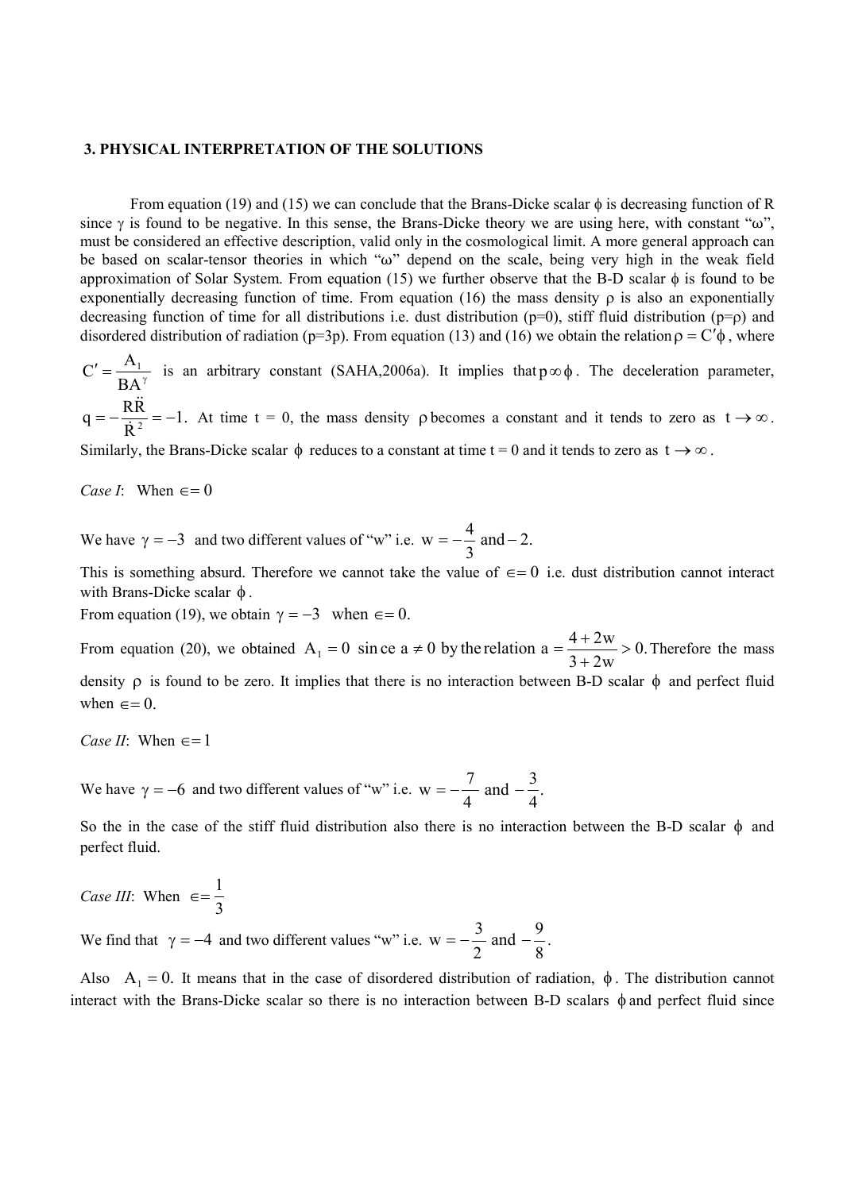### 3. PHYSICAL INTERPRETATION OF THE SOLUTIONS

From equation (19) and (15) we can conclude that the Brans-Dicke scalar $\phi$ is decreasing function of R since $\gamma$ is found to be negative. In this sense, the Brans-Dicke theory we are using here, with constant "$\omega$", must be considered an effective description, valid only in the cosmological limit. A more general approach can be based on scalar-tensor theories in which "$\omega$" depend on the scale, being very high in the weak field approximation of Solar System. From equation (15) we further observe that the B-D scalar $\phi$ is found to be exponentially decreasing function of time. From equation (16) the mass density $\rho$ is also an exponentially decreasing function of time for all distributions i.e. dust distribution (p=0), stiff fluid distribution (p=$\rho$) and disordered distribution of radiation (p=3p). From equation (13) and (16) we obtain the relation $\rho = C'\phi$, where $C' = \frac{A_1}{BA^{\gamma}}$ is an arbitrary constant (SAHA,2006a). It implies that $p \infty \phi$. The deceleration parameter, $q = -\frac{R\ddot{R}}{\dot{R}^2} = -1$. At time t = 0, the mass density $\rho$ becomes a constant and it tends to zero as $t \rightarrow \infty$. Similarly, the Brans-Dicke scalar $\phi$ reduces to a constant at time t = 0 and it tends to zero as $t \rightarrow \infty$.

*Case I*: When $\in = 0$

We have $\gamma = -3$ and two different values of "w" i.e. $w = -\frac{4}{3}$ and $-2$.

This is something absurd. Therefore we cannot take the value of $\in = 0$ i.e. dust distribution cannot interact with Brans-Dicke scalar $\phi$.

From equation (19), we obtain $\gamma = -3$ when $\in = 0$.

From equation (20), we obtained $A_1 = 0$ since $a \neq 0$ by the relation $a = \frac{4+2w}{3+2w} > 0$. Therefore the mass density $\rho$ is found to be zero. It implies that there is no interaction between B-D scalar $\phi$ and perfect fluid when $\in = 0$.

*Case II*: When $\in = 1$

We have $\gamma = -6$ and two different values of "w" i.e. $w = -\frac{7}{4}$ and $-\frac{3}{4}$.

So the in the case of the stiff fluid distribution also there is no interaction between the B-D scalar $\phi$ and perfect fluid.

*Case III*: When $\in = \frac{1}{3}$

We find that $\gamma = -4$ and two different values "w" i.e. $w = -\frac{3}{2}$ and $-\frac{9}{8}$.

Also $A_1 = 0$. It means that in the case of disordered distribution of radiation, $\phi$. The distribution cannot interact with the Brans-Dicke scalar so there is no interaction between B-D scalars $\phi$ and perfect fluid since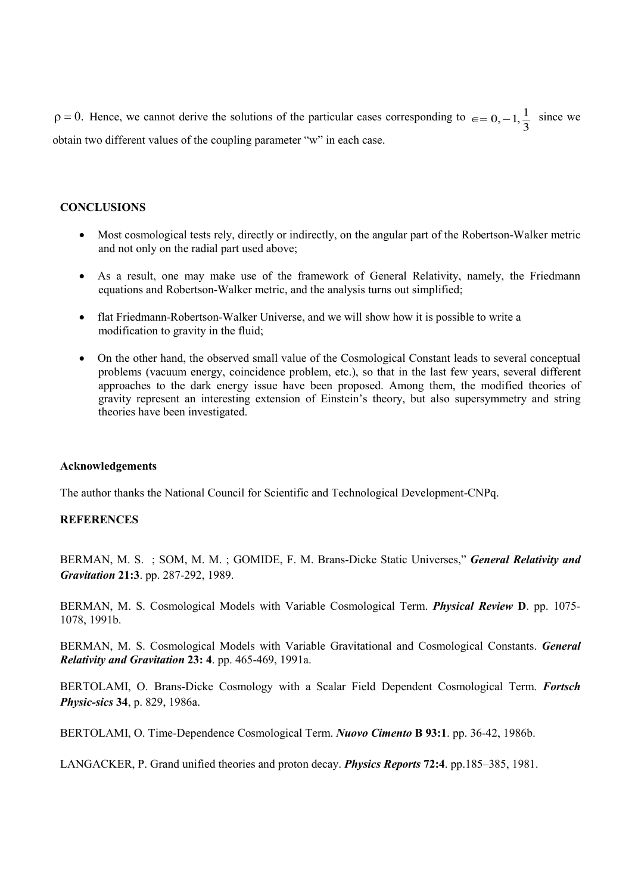$\rho = 0$. Hence, we cannot derive the solutions of the particular cases corresponding to $\in = 0, -1, \frac{1}{3}$ since we obtain two different values of the coupling parameter "w" in each case.

## CONCLUSIONS

- Most cosmological tests rely, directly or indirectly, on the angular part of the Robertson-Walker metric and not only on the radial part used above;
- As a result, one may make use of the framework of General Relativity, namely, the Friedmann equations and Robertson-Walker metric, and the analysis turns out simplified;
- flat Friedmann-Robertson-Walker Universe, and we will show how it is possible to write a modification to gravity in the fluid;
- On the other hand, the observed small value of the Cosmological Constant leads to several conceptual problems (vacuum energy, coincidence problem, etc.), so that in the last few years, several different approaches to the dark energy issue have been proposed. Among them, the modified theories of gravity represent an interesting extension of Einstein's theory, but also supersymmetry and string theories have been investigated.

## Acknowledgements

The author thanks the National Council for Scientific and Technological Development-CNPq.

## REFERENCES

BERMAN, M. S. ; SOM, M. M. ; GOMIDE, F. M. Brans-Dicke Static Universes," ***General Relativity and Gravitation* 21:3**. pp. 287-292, 1989.

BERMAN, M. S. Cosmological Models with Variable Cosmological Term. ***Physical Review* D**. pp. 1075-1078, 1991b.

BERMAN, M. S. Cosmological Models with Variable Gravitational and Cosmological Constants. ***General Relativity and Gravitation* 23: 4**. pp. 465-469, 1991a.

BERTOLAMI, O. Brans-Dicke Cosmology with a Scalar Field Dependent Cosmological Term. ***Fortsch Physic-sics* 34**, p. 829, 1986a.

BERTOLAMI, O. Time-Dependence Cosmological Term. ***Nuovo Cimento* B 93:1**. pp. 36-42, 1986b.

LANGACKER, P. Grand unified theories and proton decay. ***Physics Reports* 72:4**. pp.185–385, 1981.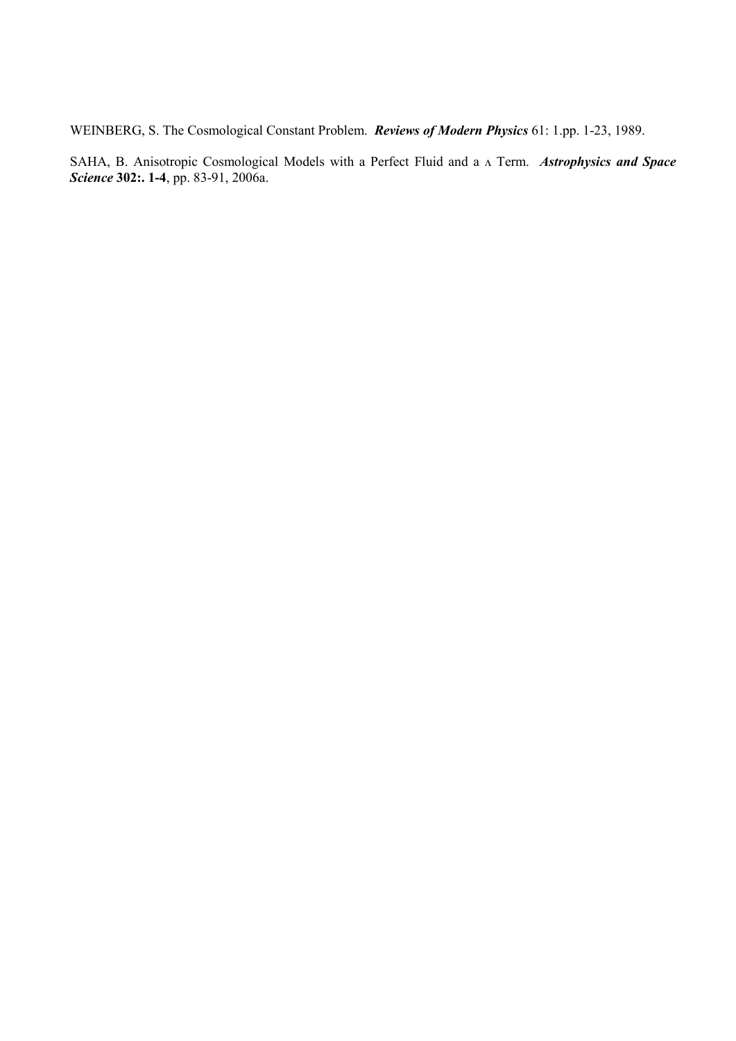WEINBERG, S. The Cosmological Constant Problem. ***Reviews of Modern Physics*** 61: 1.pp. 1-23, 1989.

SAHA, B. Anisotropic Cosmological Models with a Perfect Fluid and a $\Lambda$ Term. ***Astrophysics and Space Science*** **302:. 1-4**, pp. 83-91, 2006a.